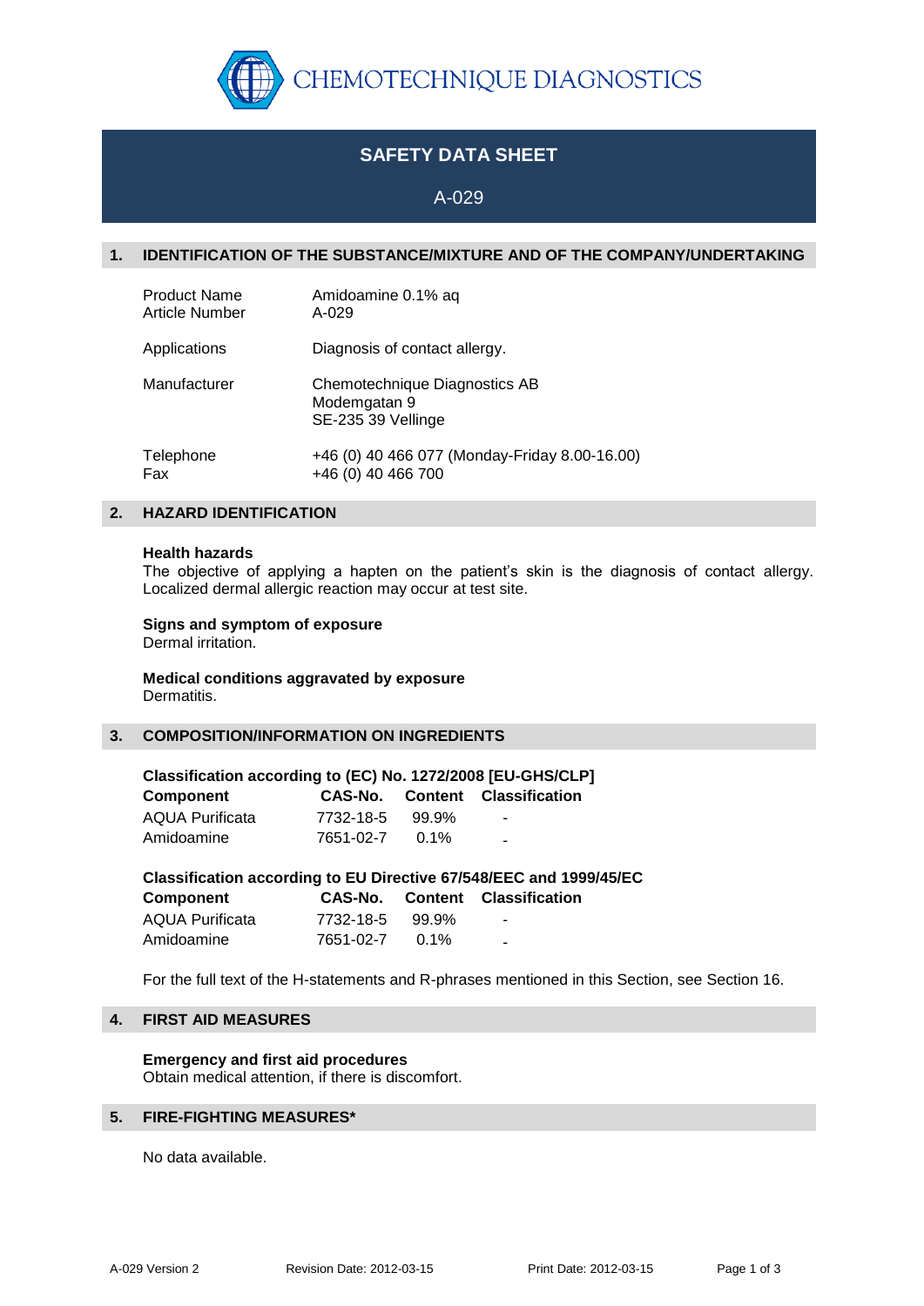CHEMOTECHNIQUE DIAGNOSTICS

# SAFETY DATA SHEET

## A-029

## 1. IDENTIFICATION OF THE SUBSTANCE/MIXTURE AND OF THE COMPANY/UNDERTAKING

| | |
|---|---|
| Product Name | Amidoamine 0.1% aq |
| Article Number | A-029 |
| Applications | Diagnosis of contact allergy. |
| Manufacturer | Chemotechnique Diagnostics AB<br>Modemgatan 9<br>SE-235 39 Vellinge |
| Telephone | +46 (0) 40 466 077 (Monday-Friday 8.00-16.00) |
| Fax | +46 (0) 40 466 700 |

## 2. HAZARD IDENTIFICATION

**Health hazards**
The objective of applying a hapten on the patient's skin is the diagnosis of contact allergy. Localized dermal allergic reaction may occur at test site.

**Signs and symptom of exposure**
Dermal irritation.

**Medical conditions aggravated by exposure**
Dermatitis.

## 3. COMPOSITION/INFORMATION ON INGREDIENTS

**Classification according to (EC) No. 1272/2008 [EU-GHS/CLP]**

| Component | CAS-No. | Content | Classification |
|---|---|---|---|
| AQUA Purificata | 7732-18-5 | 99.9% | - |
| Amidoamine | 7651-02-7 | 0.1% | - |

**Classification according to EU Directive 67/548/EEC and 1999/45/EC**

| Component | CAS-No. | Content | Classification |
|---|---|---|---|
| AQUA Purificata | 7732-18-5 | 99.9% | - |
| Amidoamine | 7651-02-7 | 0.1% | - |

For the full text of the H-statements and R-phrases mentioned in this Section, see Section 16.

## 4. FIRST AID MEASURES

**Emergency and first aid procedures**
Obtain medical attention, if there is discomfort.

## 5. FIRE-FIGHTING MEASURES*

No data available.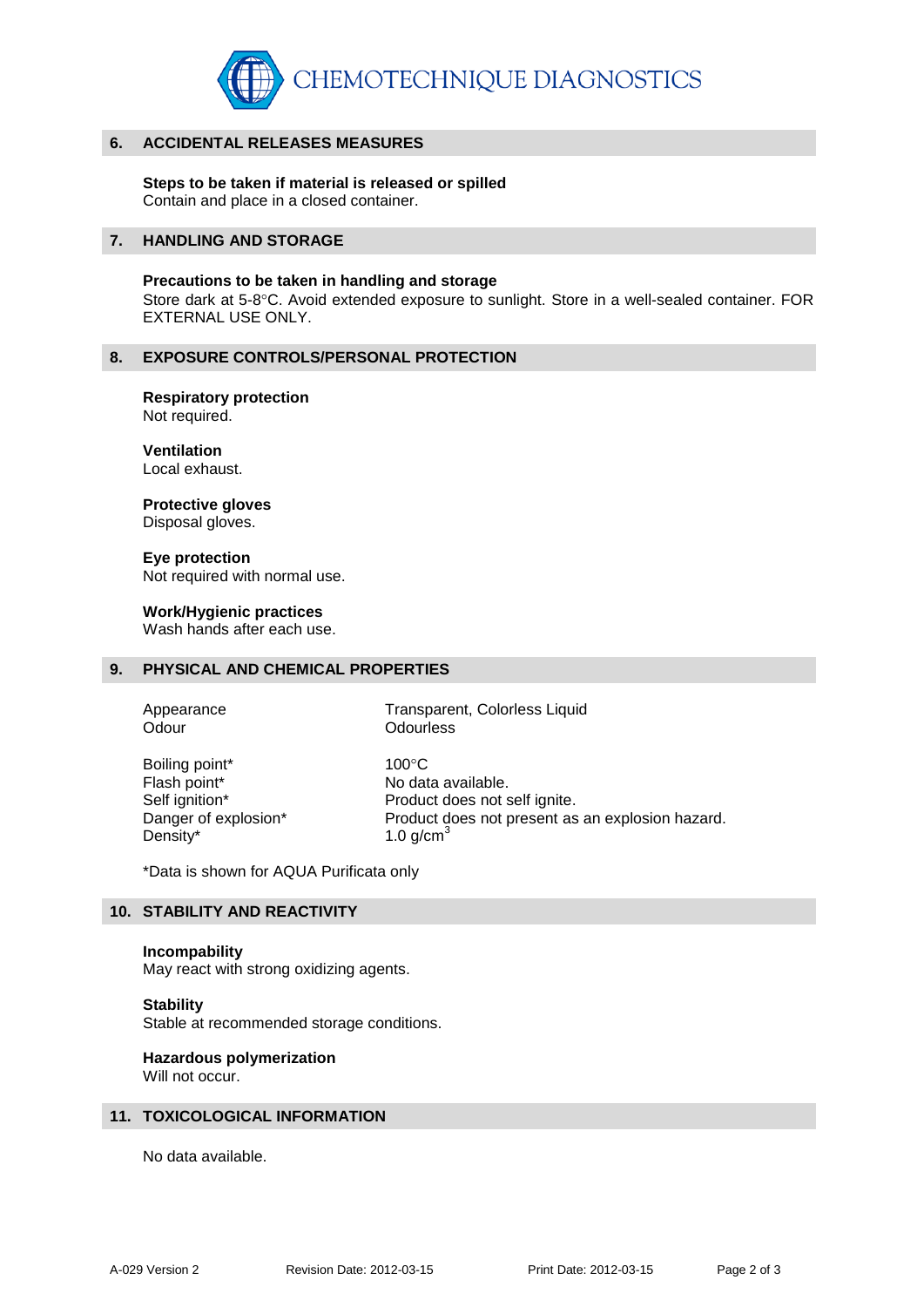## 6. ACCIDENTAL RELEASES MEASURES

**Steps to be taken if material is released or spilled**
Contain and place in a closed container.

## 7. HANDLING AND STORAGE

**Precautions to be taken in handling and storage**
Store dark at 5-8°C. Avoid extended exposure to sunlight. Store in a well-sealed container. FOR EXTERNAL USE ONLY.

## 8. EXPOSURE CONTROLS/PERSONAL PROTECTION

**Respiratory protection**
Not required.

**Ventilation**
Local exhaust.

**Protective gloves**
Disposal gloves.

**Eye protection**
Not required with normal use.

**Work/Hygienic practices**
Wash hands after each use.

## 9. PHYSICAL AND CHEMICAL PROPERTIES

| | |
|---|---|
| Appearance | Transparent, Colorless Liquid |
| Odour | Odourless |
| Boiling point* | 100°C |
| Flash point* | No data available. |
| Self ignition* | Product does not self ignite. |
| Danger of explosion* | Product does not present as an explosion hazard. |
| Density* | 1.0 g/cm$^3$ |

*Data is shown for AQUA Purificata only

## 10. STABILITY AND REACTIVITY

**Incompability**
May react with strong oxidizing agents.

**Stability**
Stable at recommended storage conditions.

**Hazardous polymerization**
Will not occur.

## 11. TOXICOLOGICAL INFORMATION

No data available.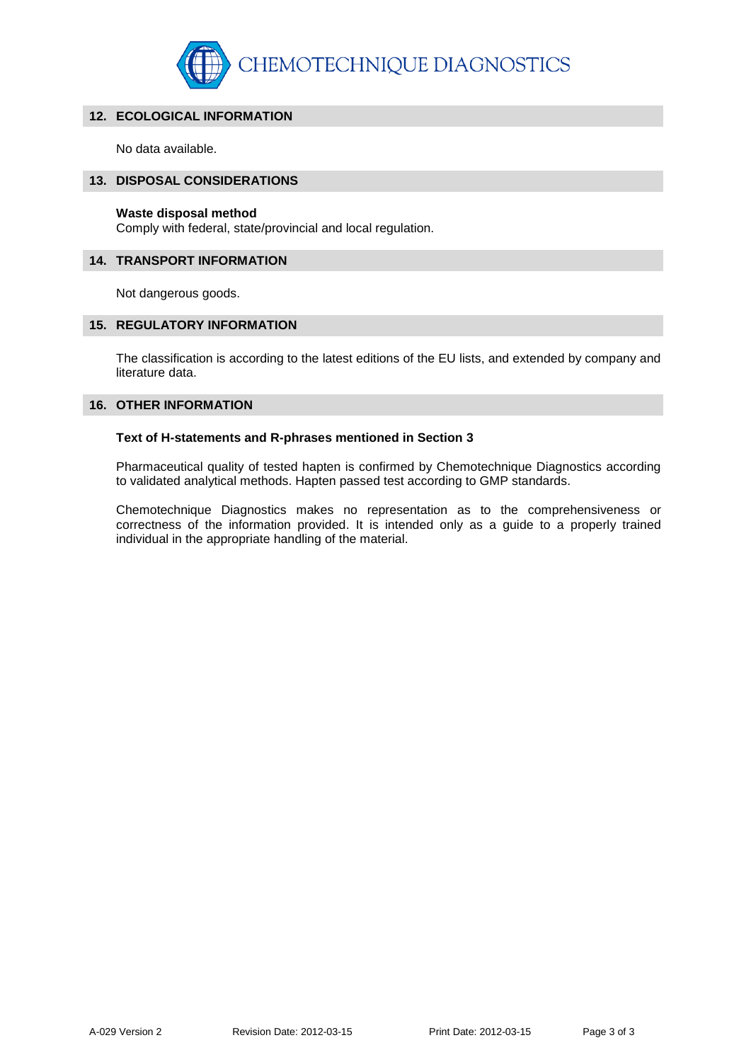## 12. ECOLOGICAL INFORMATION

No data available.

## 13. DISPOSAL CONSIDERATIONS

**Waste disposal method**
Comply with federal, state/provincial and local regulation.

## 14. TRANSPORT INFORMATION

Not dangerous goods.

## 15. REGULATORY INFORMATION

The classification is according to the latest editions of the EU lists, and extended by company and literature data.

## 16. OTHER INFORMATION

**Text of H-statements and R-phrases mentioned in Section 3**

Pharmaceutical quality of tested hapten is confirmed by Chemotechnique Diagnostics according to validated analytical methods. Hapten passed test according to GMP standards.

Chemotechnique Diagnostics makes no representation as to the comprehensiveness or correctness of the information provided. It is intended only as a guide to a properly trained individual in the appropriate handling of the material.